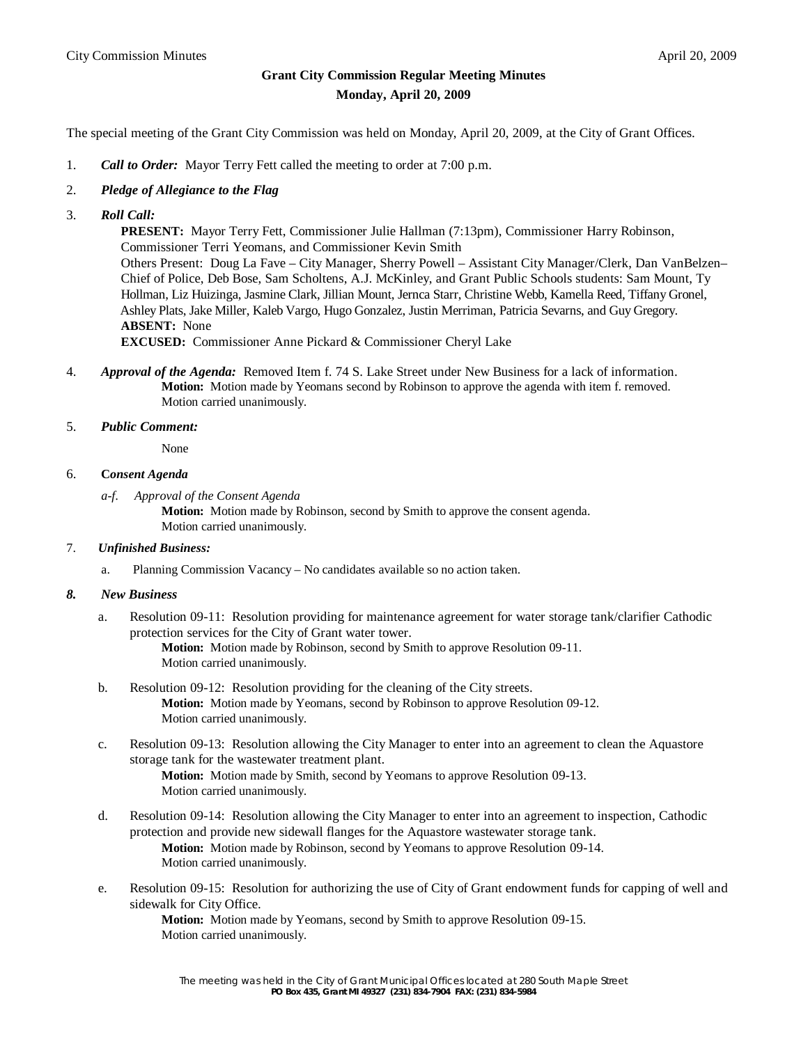# Grant City Commission Regular Meeting Minutes

## Monday, April 20, 2009

The special meeting of the Grant City Commission was held on Monday, April 20, 2009, at the City of Grant Offices.

1. ***Call to Order:*** Mayor Terry Fett called the meeting to order at 7:00 p.m.

2. ***Pledge of Allegiance to the Flag***

3. ***Roll Call:***

   **PRESENT:** Mayor Terry Fett, Commissioner Julie Hallman (7:13pm), Commissioner Harry Robinson, Commissioner Terri Yeomans, and Commissioner Kevin Smith

   Others Present: Doug La Fave – City Manager, Sherry Powell – Assistant City Manager/Clerk, Dan VanBelzen– Chief of Police, Deb Bose, Sam Scholtens, A.J. McKinley, and Grant Public Schools students: Sam Mount, Ty Hollman, Liz Huizinga, Jasmine Clark, Jillian Mount, Jernca Starr, Christine Webb, Kamella Reed, Tiffany Gronel, Ashley Plats, Jake Miller, Kaleb Vargo, Hugo Gonzalez, Justin Merriman, Patricia Sevarns, and Guy Gregory.

   **ABSENT:** None

   **EXCUSED:** Commissioner Anne Pickard & Commissioner Cheryl Lake

4. ***Approval of the Agenda:*** Removed Item f. 74 S. Lake Street under New Business for a lack of information.

   **Motion:** Motion made by Yeomans second by Robinson to approve the agenda with item f. removed. Motion carried unanimously.

5. ***Public Comment:***

   None

6. ***Consent Agenda***

   *a-f. Approval of the Consent Agenda*

   **Motion:** Motion made by Robinson, second by Smith to approve the consent agenda. Motion carried unanimously.

7. ***Unfinished Business:***

   a. Planning Commission Vacancy – No candidates available so no action taken.

8. ***New Business***

   a. Resolution 09-11: Resolution providing for maintenance agreement for water storage tank/clarifier Cathodic protection services for the City of Grant water tower.

      **Motion:** Motion made by Robinson, second by Smith to approve Resolution 09-11. Motion carried unanimously.

   b. Resolution 09-12: Resolution providing for the cleaning of the City streets.

      **Motion:** Motion made by Yeomans, second by Robinson to approve Resolution 09-12. Motion carried unanimously.

   c. Resolution 09-13: Resolution allowing the City Manager to enter into an agreement to clean the Aquastore storage tank for the wastewater treatment plant.

      **Motion:** Motion made by Smith, second by Yeomans to approve Resolution 09-13. Motion carried unanimously.

   d. Resolution 09-14: Resolution allowing the City Manager to enter into an agreement to inspection, Cathodic protection and provide new sidewall flanges for the Aquastore wastewater storage tank.

      **Motion:** Motion made by Robinson, second by Yeomans to approve Resolution 09-14. Motion carried unanimously.

   e. Resolution 09-15: Resolution for authorizing the use of City of Grant endowment funds for capping of well and sidewalk for City Office.

      **Motion:** Motion made by Yeomans, second by Smith to approve Resolution 09-15. Motion carried unanimously.

The meeting was held in the City of Grant Municipal Offices located at 280 South Maple Street
**PO Box 435, Grant MI 49327 (231) 834-7904 FAX: (231) 834-5984**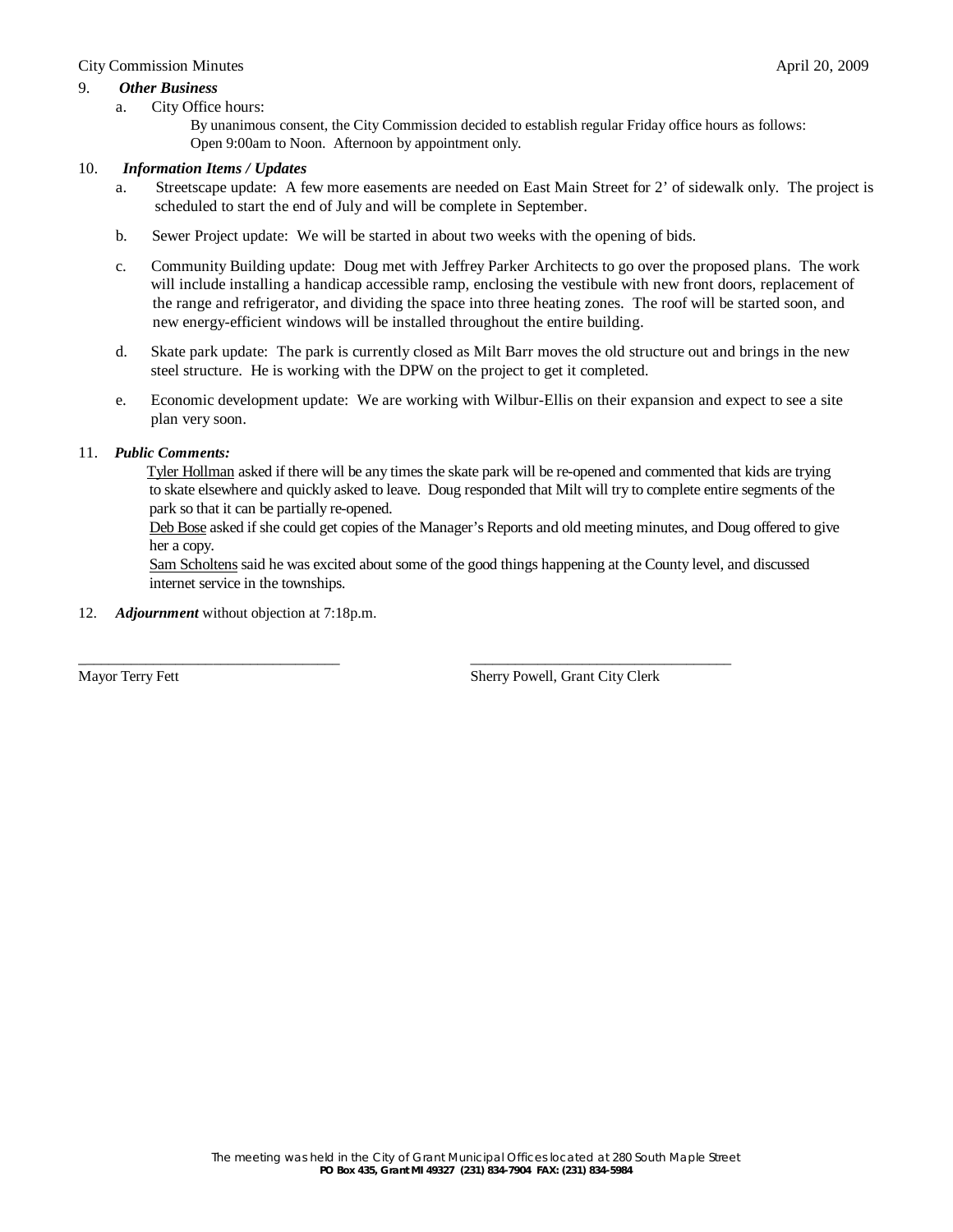9. ***Other Business***

   a. City Office hours:

      By unanimous consent, the City Commission decided to establish regular Friday office hours as follows: Open 9:00am to Noon. Afternoon by appointment only.

10. ***Information Items / Updates***

   a. Streetscape update: A few more easements are needed on East Main Street for 2' of sidewalk only. The project is scheduled to start the end of July and will be complete in September.

   b. Sewer Project update: We will be started in about two weeks with the opening of bids.

   c. Community Building update: Doug met with Jeffrey Parker Architects to go over the proposed plans. The work will include installing a handicap accessible ramp, enclosing the vestibule with new front doors, replacement of the range and refrigerator, and dividing the space into three heating zones. The roof will be started soon, and new energy-efficient windows will be installed throughout the entire building.

   d. Skate park update: The park is currently closed as Milt Barr moves the old structure out and brings in the new steel structure. He is working with the DPW on the project to get it completed.

   e. Economic development update: We are working with Wilbur-Ellis on their expansion and expect to see a site plan very soon.

11. ***Public Comments:***

   Tyler Hollman asked if there will be any times the skate park will be re-opened and commented that kids are trying to skate elsewhere and quickly asked to leave. Doug responded that Milt will try to complete entire segments of the park so that it can be partially re-opened.

   Deb Bose asked if she could get copies of the Manager's Reports and old meeting minutes, and Doug offered to give her a copy.

   Sam Scholtens said he was excited about some of the good things happening at the County level, and discussed internet service in the townships.

12. ***Adjournment*** without objection at 7:18p.m.

\_\_\_\_\_\_\_\_\_\_\_\_\_\_\_\_\_\_\_\_\_\_\_\_\_\_\_\_\_\_\_\_\_\_\_ \_\_\_\_\_\_\_\_\_\_\_\_\_\_\_\_\_\_\_\_\_\_\_\_\_\_\_\_\_\_\_\_\_\_\_

Mayor Terry Fett Sherry Powell, Grant City Clerk

The meeting was held in the City of Grant Municipal Offices located at 280 South Maple Street

**PO Box 435, Grant MI 49327 (231) 834-7904 FAX: (231) 834-5984**